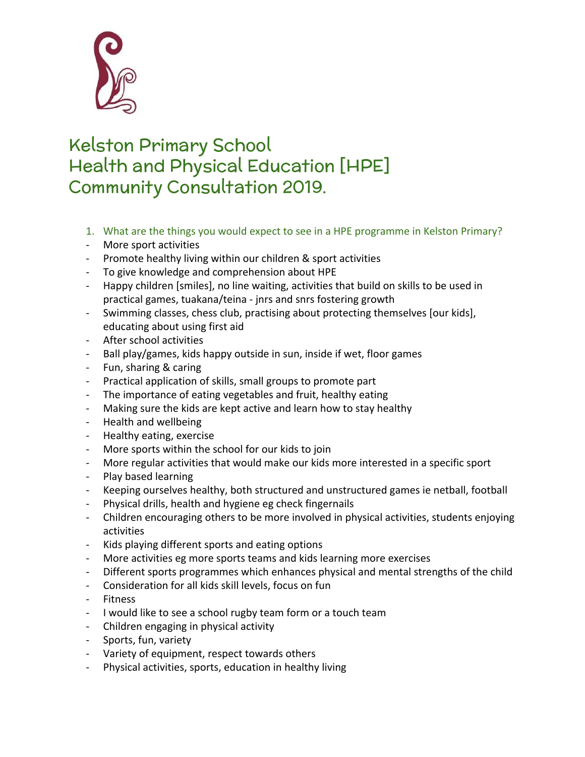# Kelston Primary School
# Health and Physical Education [HPE]
# Community Consultation 2019.

1. What are the things you would expect to see in a HPE programme in Kelston Primary?

- More sport activities
- Promote healthy living within our children & sport activities
- To give knowledge and comprehension about HPE
- Happy children [smiles], no line waiting, activities that build on skills to be used in practical games, tuakana/teina - jnrs and snrs fostering growth
- Swimming classes, chess club, practising about protecting themselves [our kids], educating about using first aid
- After school activities
- Ball play/games, kids happy outside in sun, inside if wet, floor games
- Fun, sharing & caring
- Practical application of skills, small groups to promote part
- The importance of eating vegetables and fruit, healthy eating
- Making sure the kids are kept active and learn how to stay healthy
- Health and wellbeing
- Healthy eating, exercise
- More sports within the school for our kids to join
- More regular activities that would make our kids more interested in a specific sport
- Play based learning
- Keeping ourselves healthy, both structured and unstructured games ie netball, football
- Physical drills, health and hygiene eg check fingernails
- Children encouraging others to be more involved in physical activities, students enjoying activities
- Kids playing different sports and eating options
- More activities eg more sports teams and kids learning more exercises
- Different sports programmes which enhances physical and mental strengths of the child
- Consideration for all kids skill levels, focus on fun
- Fitness
- I would like to see a school rugby team form or a touch team
- Children engaging in physical activity
- Sports, fun, variety
- Variety of equipment, respect towards others
- Physical activities, sports, education in healthy living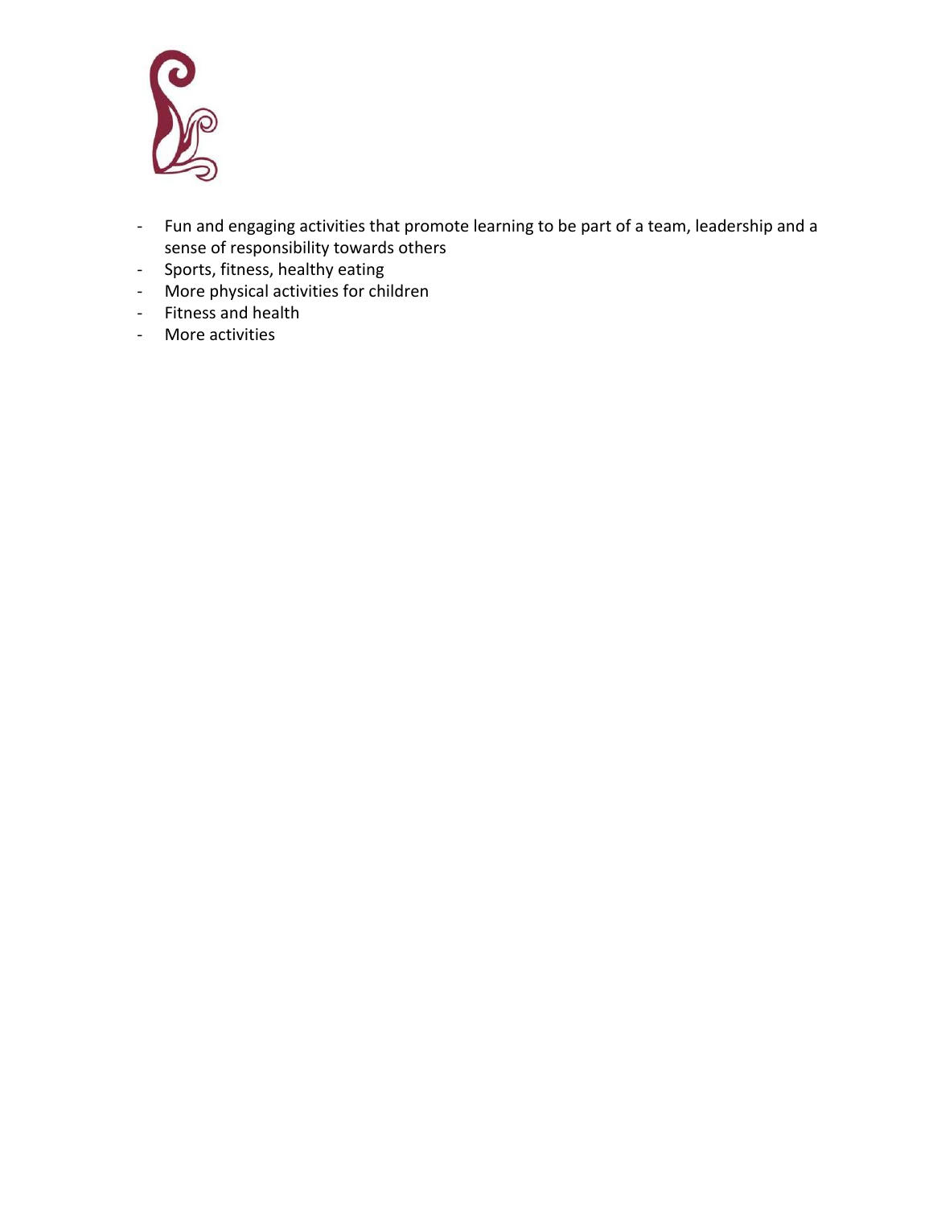- Fun and engaging activities that promote learning to be part of a team, leadership and a sense of responsibility towards others
- Sports, fitness, healthy eating
- More physical activities for children
- Fitness and health
- More activities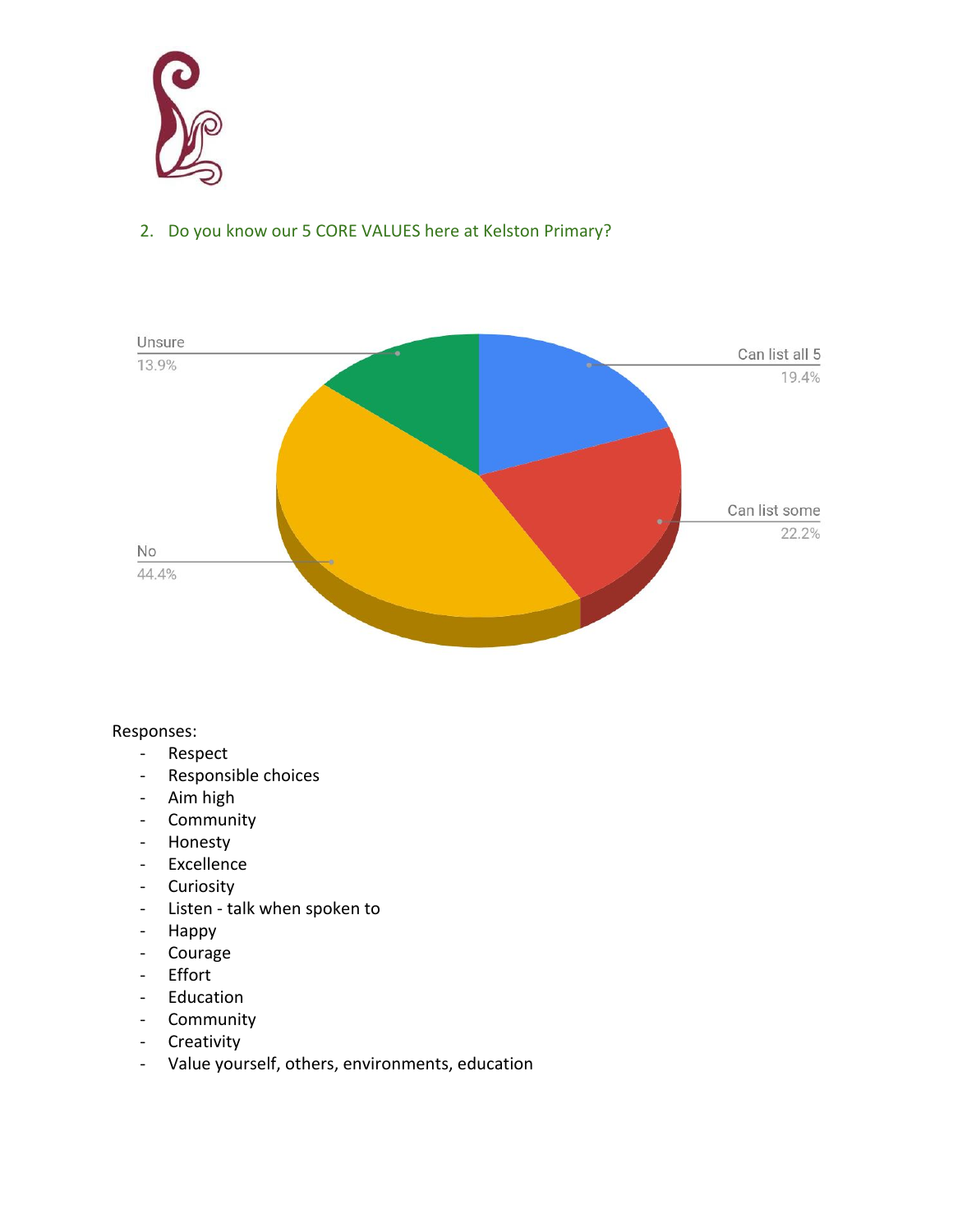2. Do you know our 5 CORE VALUES here at Kelston Primary?

Unsure 13.9%

Can list all 5 19.4%

Can list some 22.2%

No 44.4%

Responses:

- Respect
- Responsible choices
- Aim high
- Community
- Honesty
- Excellence
- Curiosity
- Listen - talk when spoken to
- Happy
- Courage
- Effort
- Education
- Community
- Creativity
- Value yourself, others, environments, education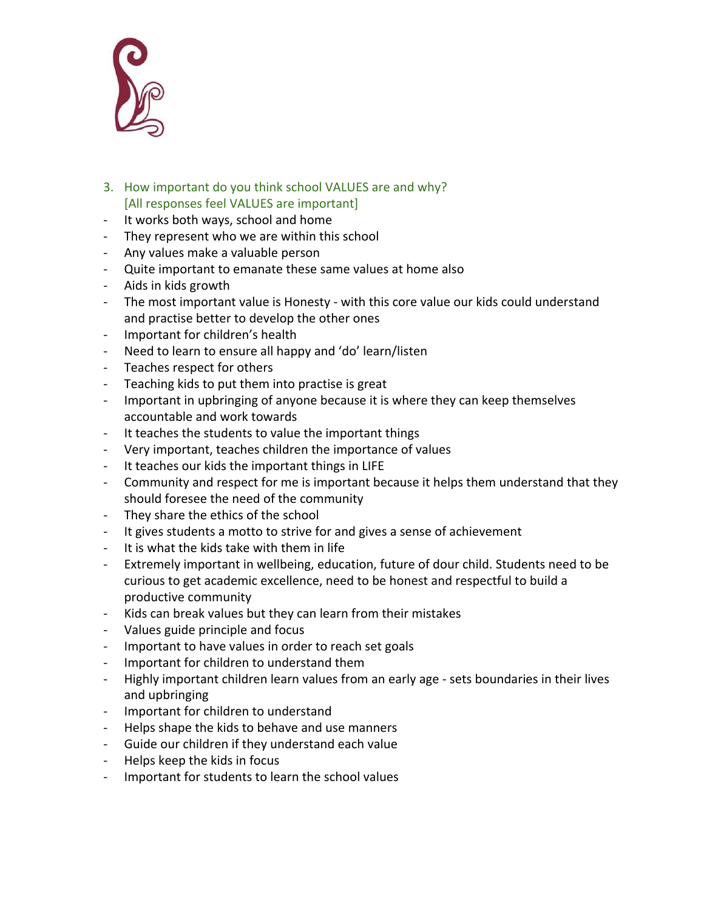3. How important do you think school VALUES are and why?
   [All responses feel VALUES are important]

- It works both ways, school and home
- They represent who we are within this school
- Any values make a valuable person
- Quite important to emanate these same values at home also
- Aids in kids growth
- The most important value is Honesty - with this core value our kids could understand and practise better to develop the other ones
- Important for children's health
- Need to learn to ensure all happy and 'do' learn/listen
- Teaches respect for others
- Teaching kids to put them into practise is great
- Important in upbringing of anyone because it is where they can keep themselves accountable and work towards
- It teaches the students to value the important things
- Very important, teaches children the importance of values
- It teaches our kids the important things in LIFE
- Community and respect for me is important because it helps them understand that they should foresee the need of the community
- They share the ethics of the school
- It gives students a motto to strive for and gives a sense of achievement
- It is what the kids take with them in life
- Extremely important in wellbeing, education, future of dour child. Students need to be curious to get academic excellence, need to be honest and respectful to build a productive community
- Kids can break values but they can learn from their mistakes
- Values guide principle and focus
- Important to have values in order to reach set goals
- Important for children to understand them
- Highly important children learn values from an early age - sets boundaries in their lives and upbringing
- Important for children to understand
- Helps shape the kids to behave and use manners
- Guide our children if they understand each value
- Helps keep the kids in focus
- Important for students to learn the school values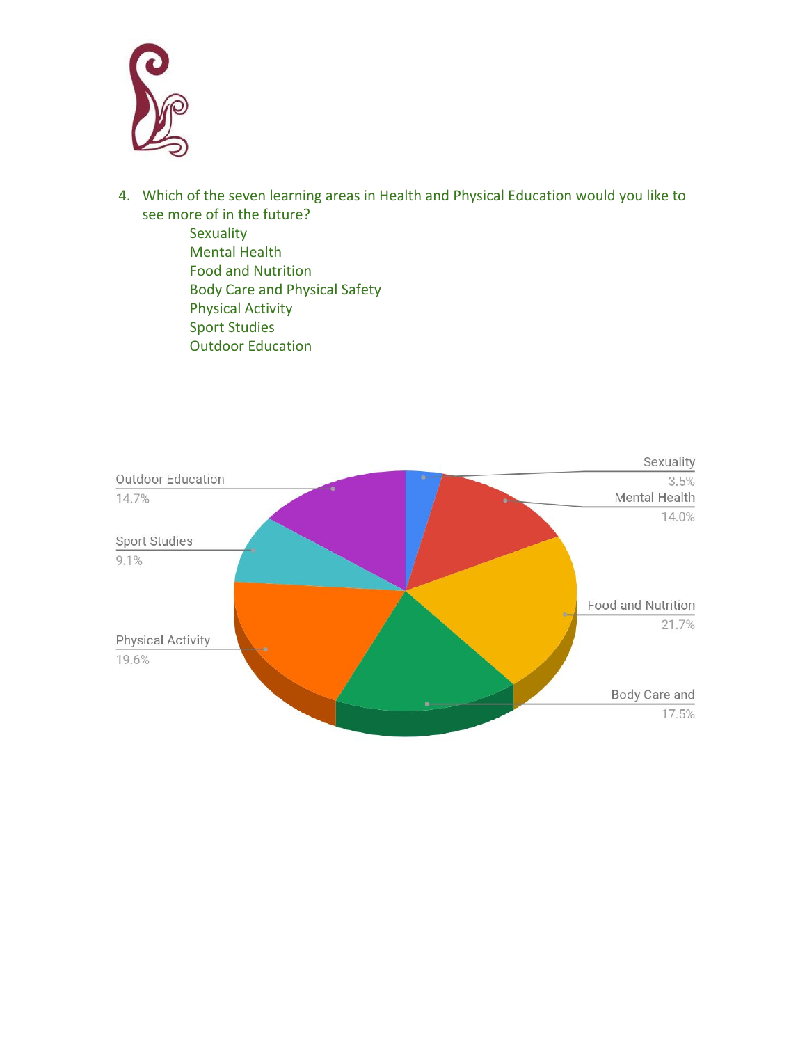4. Which of the seven learning areas in Health and Physical Education would you like to see more of in the future?
   - Sexuality
   - Mental Health
   - Food and Nutrition
   - Body Care and Physical Safety
   - Physical Activity
   - Sport Studies
   - Outdoor Education

| Learning area | Percentage |
| --- | --- |
| Sexuality | 3.5% |
| Mental Health | 14.0% |
| Food and Nutrition | 21.7% |
| Body Care and | 17.5% |
| Physical Activity | 19.6% |
| Sport Studies | 9.1% |
| Outdoor Education | 14.7% |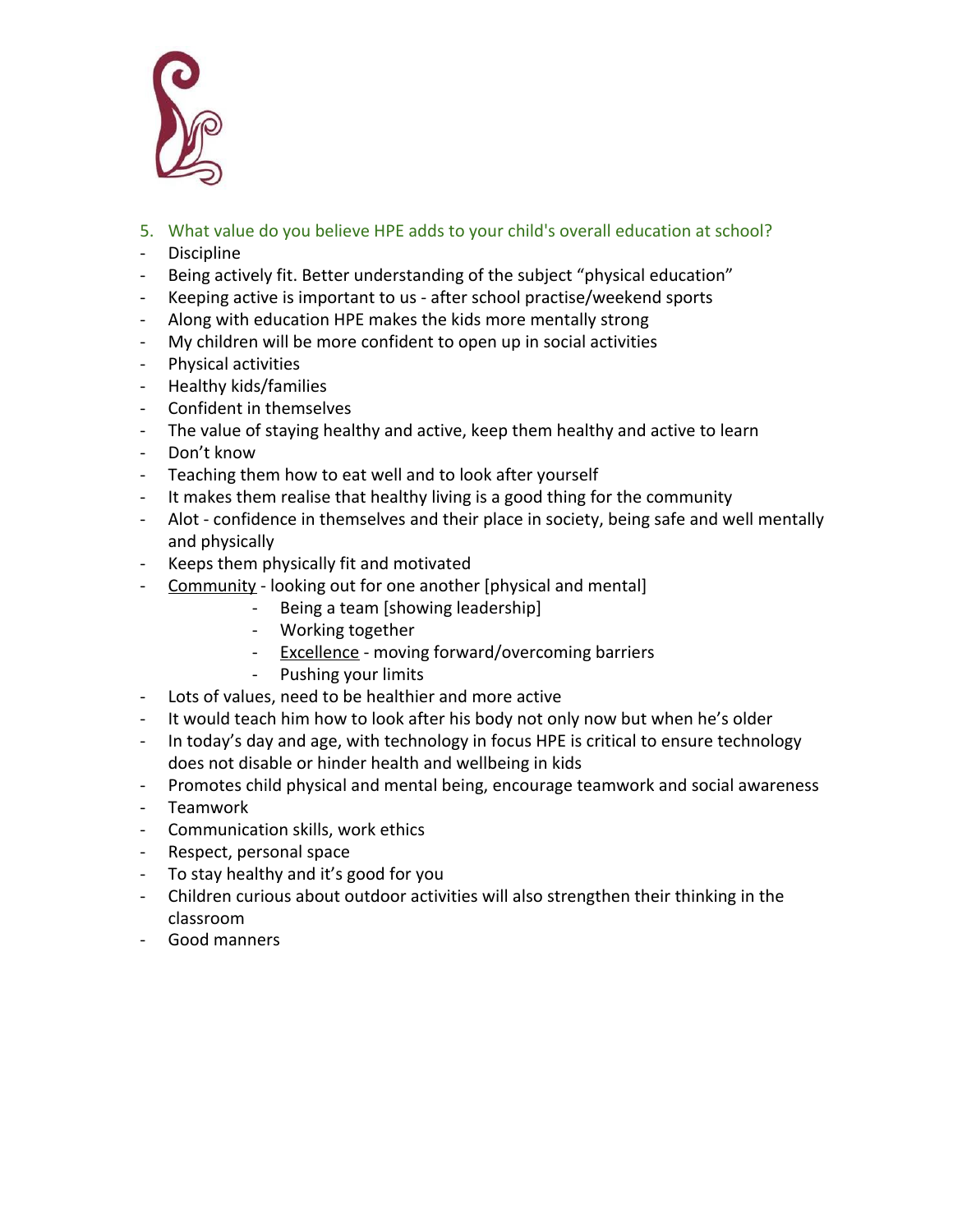5. What value do you believe HPE adds to your child's overall education at school?

- Discipline
- Being actively fit. Better understanding of the subject "physical education"
- Keeping active is important to us - after school practise/weekend sports
- Along with education HPE makes the kids more mentally strong
- My children will be more confident to open up in social activities
- Physical activities
- Healthy kids/families
- Confident in themselves
- The value of staying healthy and active, keep them healthy and active to learn
- Don't know
- Teaching them how to eat well and to look after yourself
- It makes them realise that healthy living is a good thing for the community
- Alot - confidence in themselves and their place in society, being safe and well mentally and physically
- Keeps them physically fit and motivated
- <u>Community</u> - looking out for one another [physical and mental]
    - Being a team [showing leadership]
    - Working together
    - <u>Excellence</u> - moving forward/overcoming barriers
    - Pushing your limits
- Lots of values, need to be healthier and more active
- It would teach him how to look after his body not only now but when he's older
- In today's day and age, with technology in focus HPE is critical to ensure technology does not disable or hinder health and wellbeing in kids
- Promotes child physical and mental being, encourage teamwork and social awareness
- Teamwork
- Communication skills, work ethics
- Respect, personal space
- To stay healthy and it's good for you
- Children curious about outdoor activities will also strengthen their thinking in the classroom
- Good manners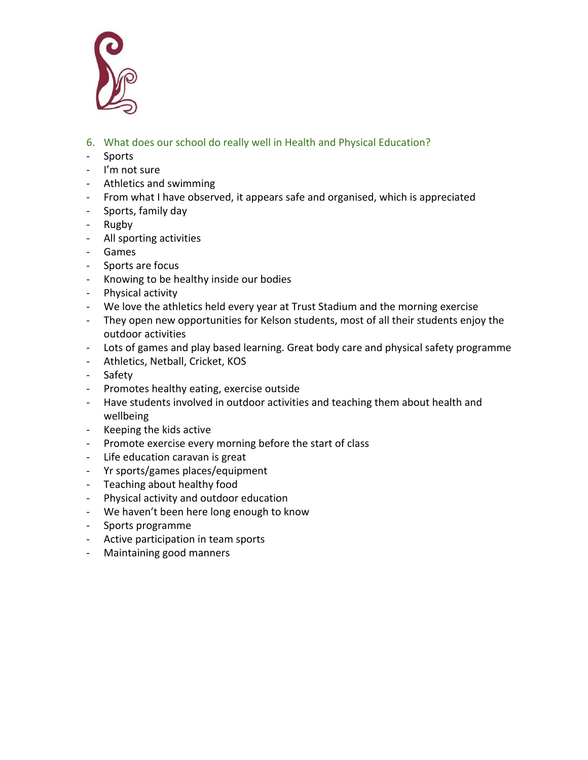6. What does our school do really well in Health and Physical Education?

- Sports
- I'm not sure
- Athletics and swimming
- From what I have observed, it appears safe and organised, which is appreciated
- Sports, family day
- Rugby
- All sporting activities
- Games
- Sports are focus
- Knowing to be healthy inside our bodies
- Physical activity
- We love the athletics held every year at Trust Stadium and the morning exercise
- They open new opportunities for Kelson students, most of all their students enjoy the outdoor activities
- Lots of games and play based learning. Great body care and physical safety programme
- Athletics, Netball, Cricket, KOS
- Safety
- Promotes healthy eating, exercise outside
- Have students involved in outdoor activities and teaching them about health and wellbeing
- Keeping the kids active
- Promote exercise every morning before the start of class
- Life education caravan is great
- Yr sports/games places/equipment
- Teaching about healthy food
- Physical activity and outdoor education
- We haven't been here long enough to know
- Sports programme
- Active participation in team sports
- Maintaining good manners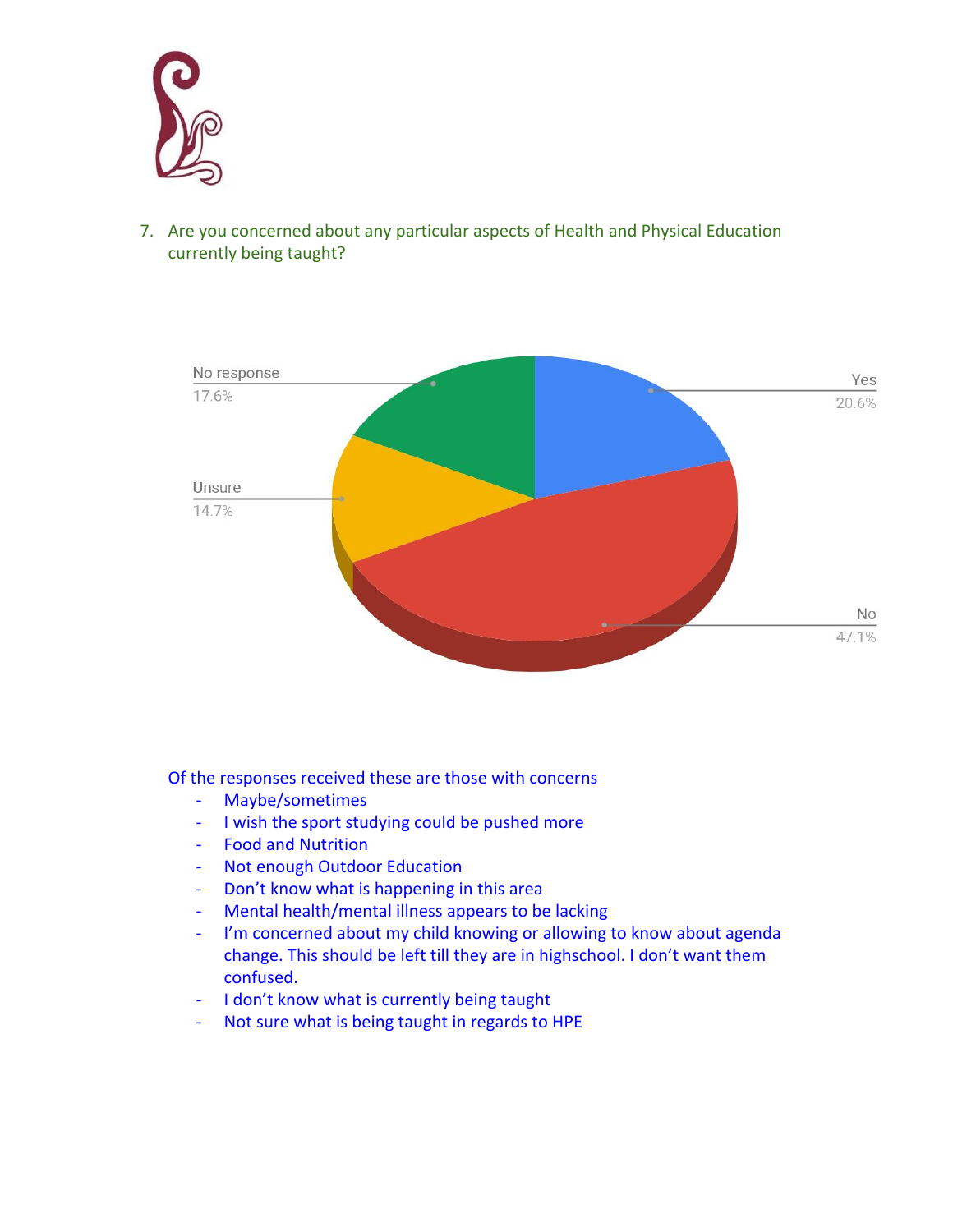7. Are you concerned about any particular aspects of Health and Physical Education currently being taught?

No response 17.6%

Yes 20.6%

Unsure 14.7%

No 47.1%

Of the responses received these are those with concerns

- Maybe/sometimes
- I wish the sport studying could be pushed more
- Food and Nutrition
- Not enough Outdoor Education
- Don't know what is happening in this area
- Mental health/mental illness appears to be lacking
- I'm concerned about my child knowing or allowing to know about agenda change. This should be left till they are in highschool. I don't want them confused.
- I don't know what is currently being taught
- Not sure what is being taught in regards to HPE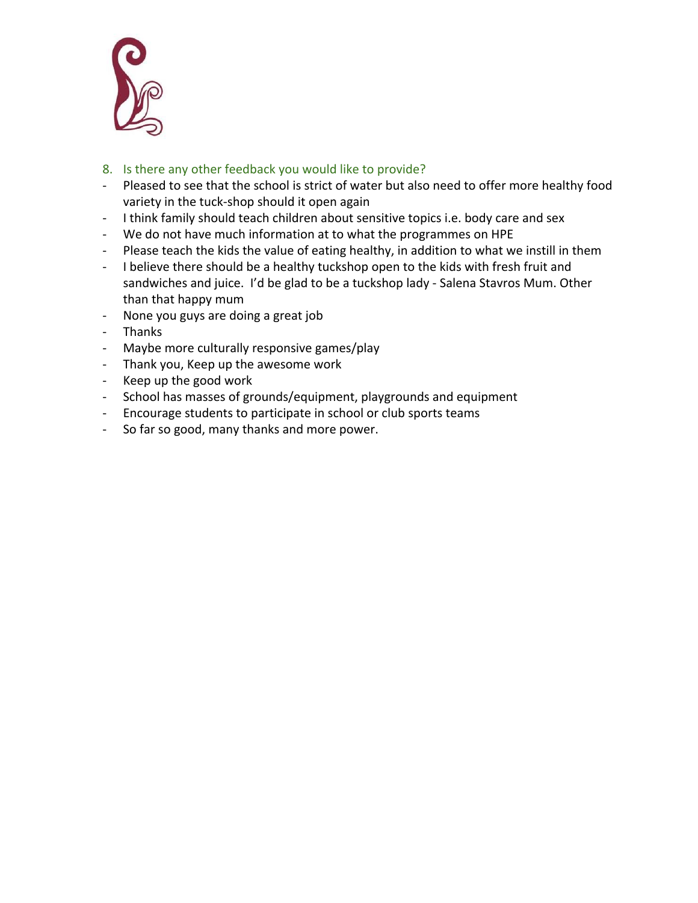8. Is there any other feedback you would like to provide?

- Pleased to see that the school is strict of water but also need to offer more healthy food variety in the tuck-shop should it open again
- I think family should teach children about sensitive topics i.e. body care and sex
- We do not have much information at to what the programmes on HPE
- Please teach the kids the value of eating healthy, in addition to what we instill in them
- I believe there should be a healthy tuckshop open to the kids with fresh fruit and sandwiches and juice. I'd be glad to be a tuckshop lady - Salena Stavros Mum. Other than that happy mum
- None you guys are doing a great job
- Thanks
- Maybe more culturally responsive games/play
- Thank you, Keep up the awesome work
- Keep up the good work
- School has masses of grounds/equipment, playgrounds and equipment
- Encourage students to participate in school or club sports teams
- So far so good, many thanks and more power.